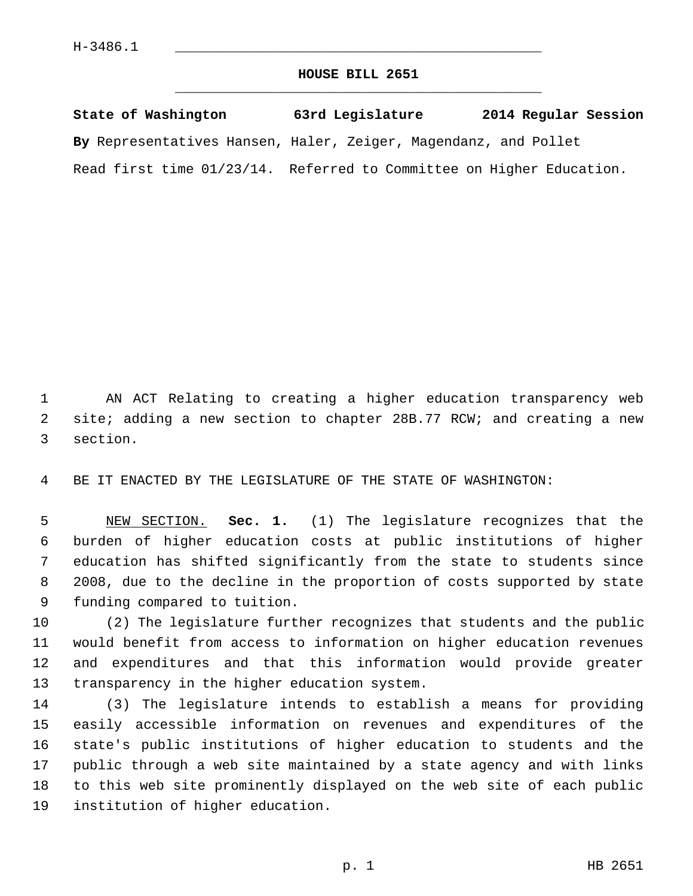H-3486.1

# HOUSE BILL 2651

**State of Washington 63rd Legislature 2014 Regular Session**

**By** Representatives Hansen, Haler, Zeiger, Magendanz, and Pollet

Read first time 01/23/14. Referred to Committee on Higher Education.

AN ACT Relating to creating a higher education transparency web site; adding a new section to chapter 28B.77 RCW; and creating a new section.

BE IT ENACTED BY THE LEGISLATURE OF THE STATE OF WASHINGTON:

NEW SECTION. **Sec. 1.** (1) The legislature recognizes that the burden of higher education costs at public institutions of higher education has shifted significantly from the state to students since 2008, due to the decline in the proportion of costs supported by state funding compared to tuition.

(2) The legislature further recognizes that students and the public would benefit from access to information on higher education revenues and expenditures and that this information would provide greater transparency in the higher education system.

(3) The legislature intends to establish a means for providing easily accessible information on revenues and expenditures of the state's public institutions of higher education to students and the public through a web site maintained by a state agency and with links to this web site prominently displayed on the web site of each public institution of higher education.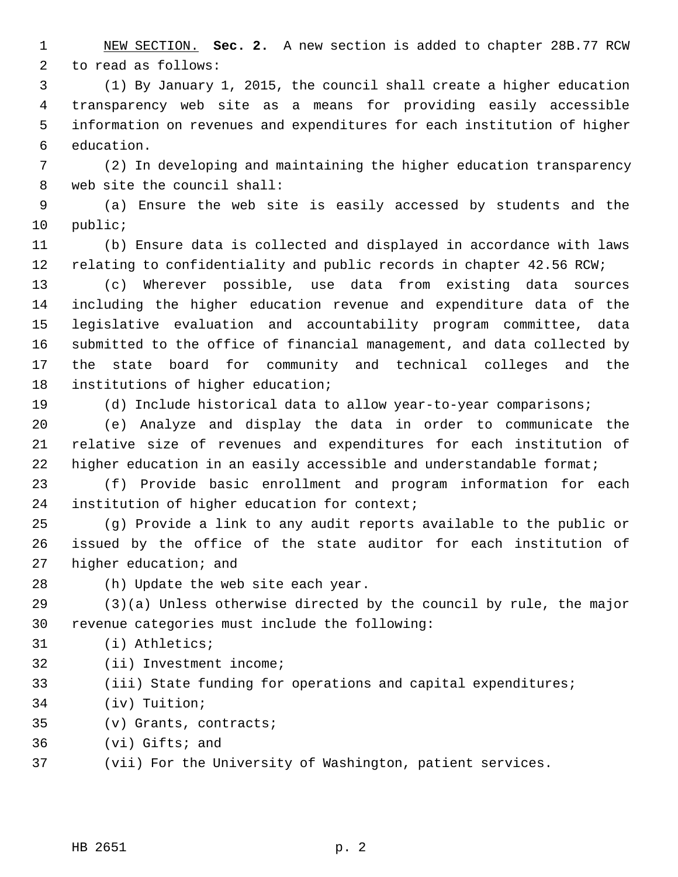NEW SECTION. **Sec. 2.** A new section is added to chapter 28B.77 RCW to read as follows:

(1) By January 1, 2015, the council shall create a higher education transparency web site as a means for providing easily accessible information on revenues and expenditures for each institution of higher education.

(2) In developing and maintaining the higher education transparency web site the council shall:

(a) Ensure the web site is easily accessed by students and the public;

(b) Ensure data is collected and displayed in accordance with laws relating to confidentiality and public records in chapter 42.56 RCW;

(c) Wherever possible, use data from existing data sources including the higher education revenue and expenditure data of the legislative evaluation and accountability program committee, data submitted to the office of financial management, and data collected by the state board for community and technical colleges and the institutions of higher education;

(d) Include historical data to allow year-to-year comparisons;

(e) Analyze and display the data in order to communicate the relative size of revenues and expenditures for each institution of higher education in an easily accessible and understandable format;

(f) Provide basic enrollment and program information for each institution of higher education for context;

(g) Provide a link to any audit reports available to the public or issued by the office of the state auditor for each institution of higher education; and

(h) Update the web site each year.

(3)(a) Unless otherwise directed by the council by rule, the major revenue categories must include the following:

(i) Athletics;

(ii) Investment income;

(iii) State funding for operations and capital expenditures;

(iv) Tuition;

(v) Grants, contracts;

(vi) Gifts; and

(vii) For the University of Washington, patient services.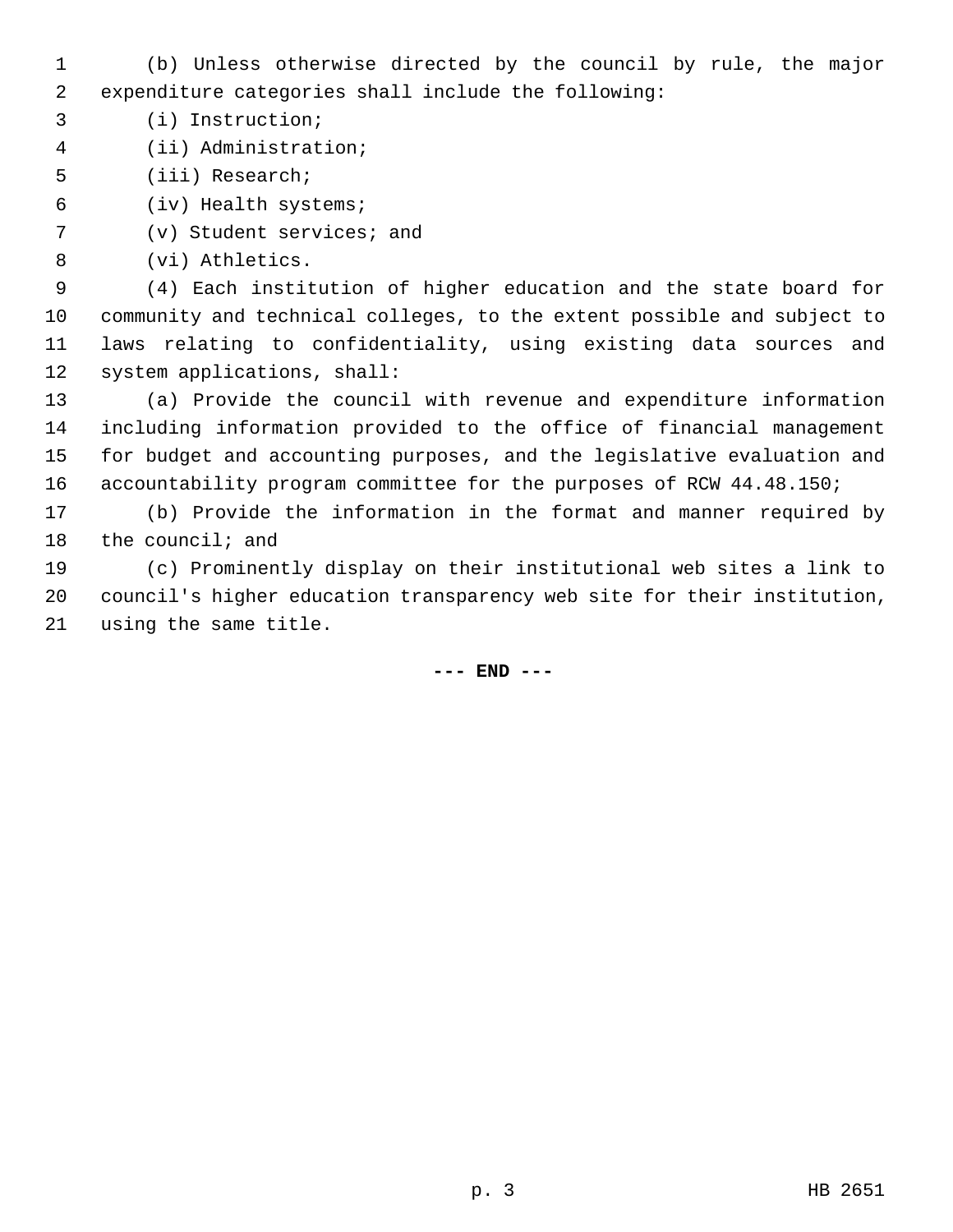(b) Unless otherwise directed by the council by rule, the major expenditure categories shall include the following:

(i) Instruction;

(ii) Administration;

(iii) Research;

(iv) Health systems;

(v) Student services; and

(vi) Athletics.

(4) Each institution of higher education and the state board for community and technical colleges, to the extent possible and subject to laws relating to confidentiality, using existing data sources and system applications, shall:

(a) Provide the council with revenue and expenditure information including information provided to the office of financial management for budget and accounting purposes, and the legislative evaluation and accountability program committee for the purposes of RCW 44.48.150;

(b) Provide the information in the format and manner required by the council; and

(c) Prominently display on their institutional web sites a link to council's higher education transparency web site for their institution, using the same title.

**--- END ---**